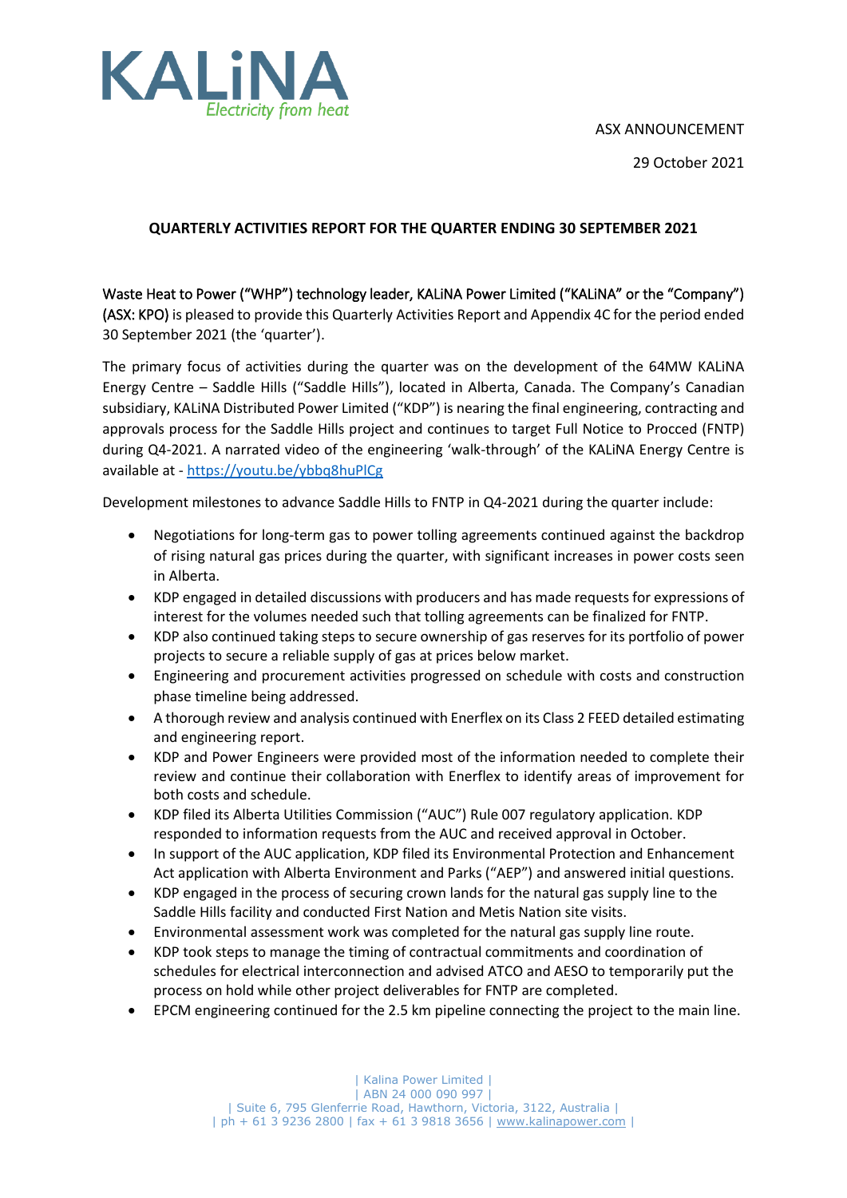ASX ANNOUNCEMENT

29 October 2021

# QUARTERLY ACTIVITIES REPORT FOR THE QUARTER ENDING 30 SEPTEMBER 2021

Waste Heat to Power ("WHP") technology leader, KALiNA Power Limited ("KALiNA" or the "Company") (ASX: KPO) is pleased to provide this Quarterly Activities Report and Appendix 4C for the period ended 30 September 2021 (the 'quarter').

The primary focus of activities during the quarter was on the development of the 64MW KALiNA Energy Centre – Saddle Hills ("Saddle Hills"), located in Alberta, Canada. The Company's Canadian subsidiary, KALiNA Distributed Power Limited ("KDP") is nearing the final engineering, contracting and approvals process for the Saddle Hills project and continues to target Full Notice to Procced (FNTP) during Q4-2021. A narrated video of the engineering 'walk-through' of the KALiNA Energy Centre is available at - https://youtu.be/ybbq8huPlCg

Development milestones to advance Saddle Hills to FNTP in Q4-2021 during the quarter include:

- Negotiations for long-term gas to power tolling agreements continued against the backdrop of rising natural gas prices during the quarter, with significant increases in power costs seen in Alberta.
- KDP engaged in detailed discussions with producers and has made requests for expressions of interest for the volumes needed such that tolling agreements can be finalized for FNTP.
- KDP also continued taking steps to secure ownership of gas reserves for its portfolio of power projects to secure a reliable supply of gas at prices below market.
- Engineering and procurement activities progressed on schedule with costs and construction phase timeline being addressed.
- A thorough review and analysis continued with Enerflex on its Class 2 FEED detailed estimating and engineering report.
- KDP and Power Engineers were provided most of the information needed to complete their review and continue their collaboration with Enerflex to identify areas of improvement for both costs and schedule.
- KDP filed its Alberta Utilities Commission ("AUC") Rule 007 regulatory application. KDP responded to information requests from the AUC and received approval in October.
- In support of the AUC application, KDP filed its Environmental Protection and Enhancement Act application with Alberta Environment and Parks ("AEP") and answered initial questions.
- KDP engaged in the process of securing crown lands for the natural gas supply line to the Saddle Hills facility and conducted First Nation and Metis Nation site visits.
- Environmental assessment work was completed for the natural gas supply line route.
- KDP took steps to manage the timing of contractual commitments and coordination of schedules for electrical interconnection and advised ATCO and AESO to temporarily put the process on hold while other project deliverables for FNTP are completed.
- EPCM engineering continued for the 2.5 km pipeline connecting the project to the main line.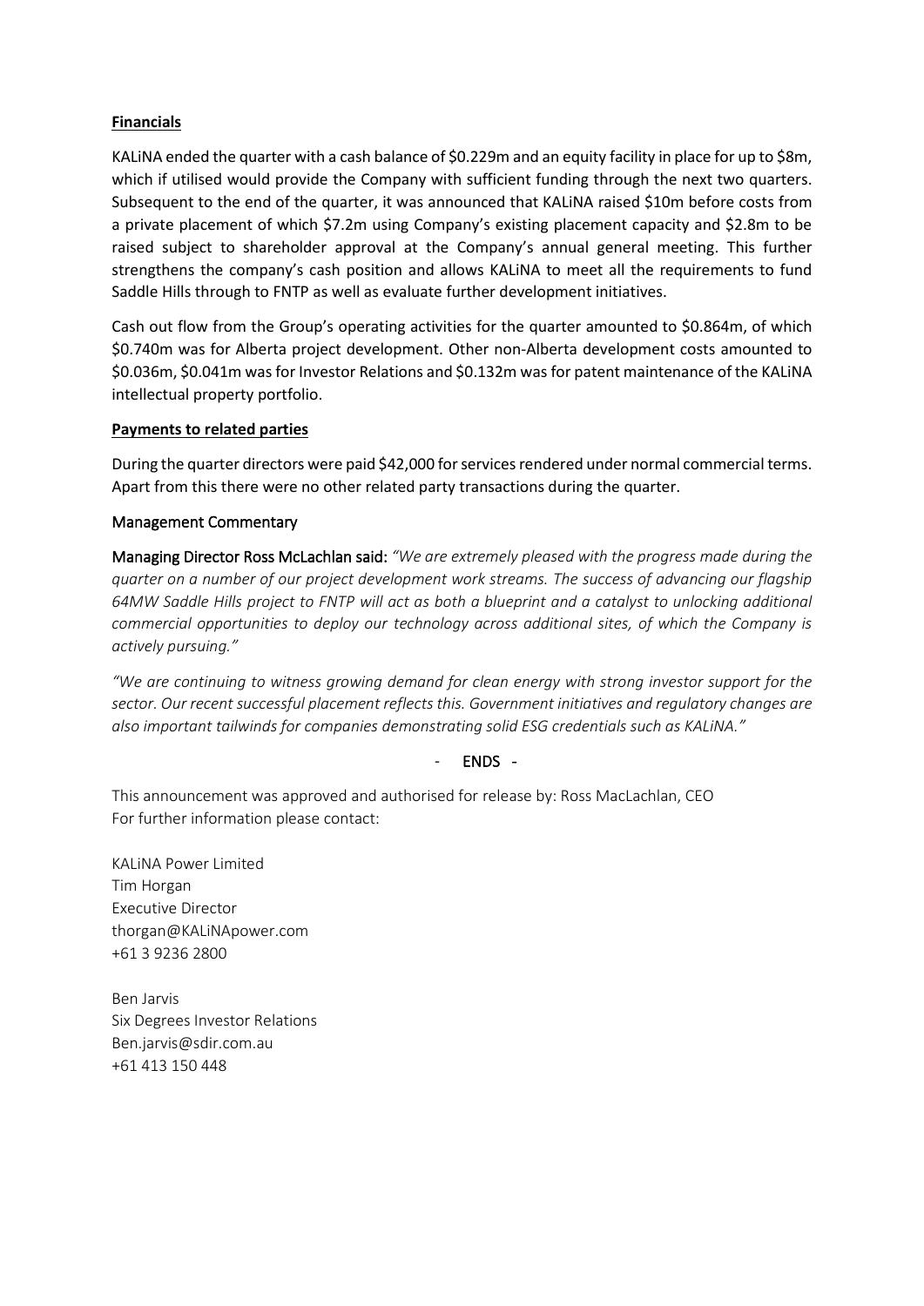**Financials**

KALiNA ended the quarter with a cash balance of $0.229m and an equity facility in place for up to $8m, which if utilised would provide the Company with sufficient funding through the next two quarters. Subsequent to the end of the quarter, it was announced that KALiNA raised $10m before costs from a private placement of which $7.2m using Company's existing placement capacity and $2.8m to be raised subject to shareholder approval at the Company's annual general meeting. This further strengthens the company's cash position and allows KALiNA to meet all the requirements to fund Saddle Hills through to FNTP as well as evaluate further development initiatives.

Cash out flow from the Group's operating activities for the quarter amounted to $0.864m, of which $0.740m was for Alberta project development. Other non-Alberta development costs amounted to $0.036m, $0.041m was for Investor Relations and $0.132m was for patent maintenance of the KALiNA intellectual property portfolio.

**Payments to related parties**

During the quarter directors were paid $42,000 for services rendered under normal commercial terms. Apart from this there were no other related party transactions during the quarter.

**Management Commentary**

**Managing Director Ross McLachlan said:** *"We are extremely pleased with the progress made during the quarter on a number of our project development work streams. The success of advancing our flagship 64MW Saddle Hills project to FNTP will act as both a blueprint and a catalyst to unlocking additional commercial opportunities to deploy our technology across additional sites, of which the Company is actively pursuing."*

*"We are continuing to witness growing demand for clean energy with strong investor support for the sector. Our recent successful placement reflects this. Government initiatives and regulatory changes are also important tailwinds for companies demonstrating solid ESG credentials such as KALiNA."*

\- **ENDS** -

This announcement was approved and authorised for release by: Ross MacLachlan, CEO
For further information please contact:

KALiNA Power Limited
Tim Horgan
Executive Director
thorgan@KALiNApower.com
+61 3 9236 2800

Ben Jarvis
Six Degrees Investor Relations
Ben.jarvis@sdir.com.au
+61 413 150 448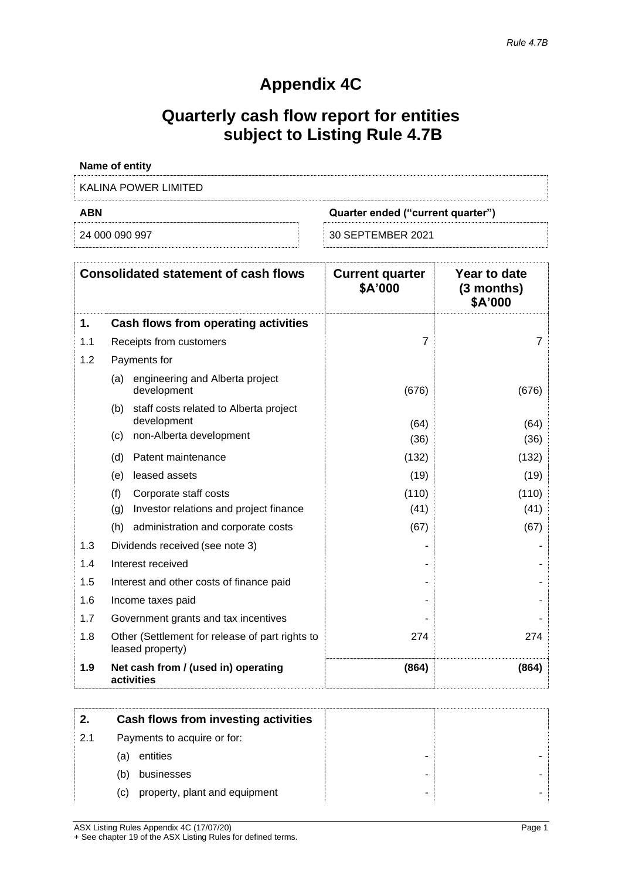*Rule 4.7B*

# Appendix 4C

## Quarterly cash flow report for entities subject to Listing Rule 4.7B

**Name of entity**

KALINA POWER LIMITED

| ABN | Quarter ended ("current quarter") |
|---|---|
| 24 000 090 997 | 30 SEPTEMBER 2021 |

| | Consolidated statement of cash flows | Current quarter $A'000 | Year to date (3 months) $A'000 |
|---|---|---|---|
| **1.** | **Cash flows from operating activities** | | |
| 1.1 | Receipts from customers | 7 | 7 |
| 1.2 | Payments for | | |
| | (a) engineering and Alberta project development | (676) | (676) |
| | (b) staff costs related to Alberta project development | (64) | (64) |
| | (c) non-Alberta development | (36) | (36) |
| | (d) Patent maintenance | (132) | (132) |
| | (e) leased assets | (19) | (19) |
| | (f) Corporate staff costs | (110) | (110) |
| | (g) Investor relations and project finance | (41) | (41) |
| | (h) administration and corporate costs | (67) | (67) |
| 1.3 | Dividends received (see note 3) | - | - |
| 1.4 | Interest received | - | - |
| 1.5 | Interest and other costs of finance paid | - | - |
| 1.6 | Income taxes paid | - | - |
| 1.7 | Government grants and tax incentives | - | - |
| 1.8 | Other (Settlement for release of part rights to leased property) | 274 | 274 |
| **1.9** | **Net cash from / (used in) operating activities** | **(864)** | **(864)** |

| | | | |
|---|---|---|---|
| **2.** | **Cash flows from investing activities** | | |
| 2.1 | Payments to acquire or for: | | |
| | (a) entities | - | - |
| | (b) businesses | - | - |
| | (c) property, plant and equipment | - | - |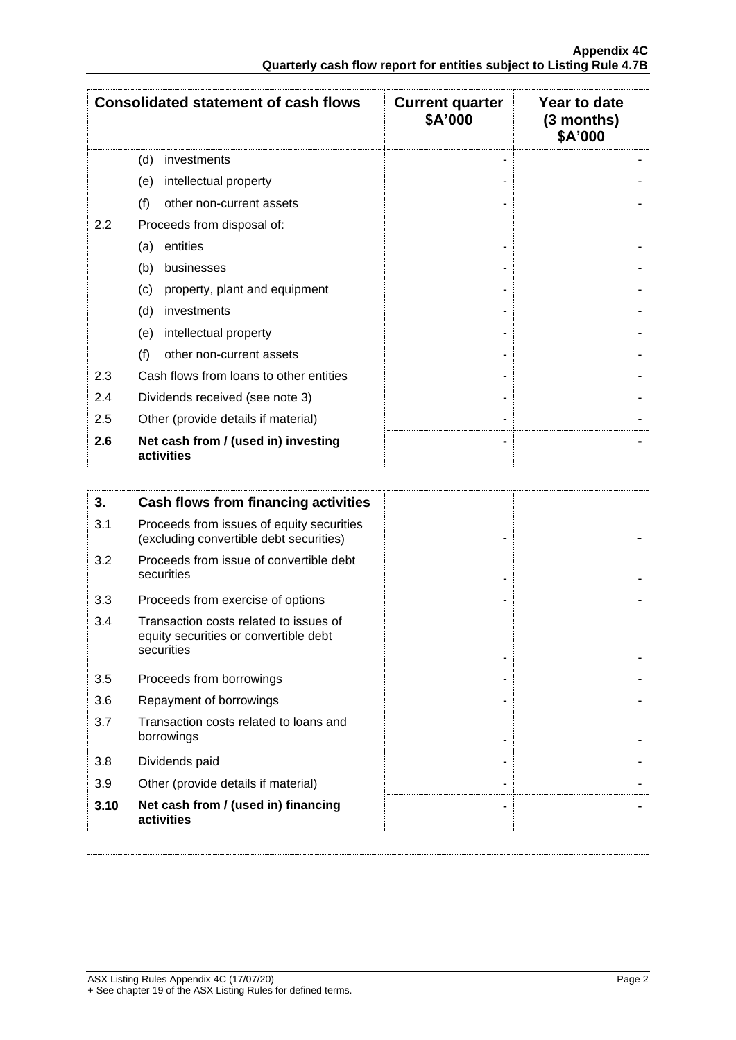| Consolidated statement of cash flows | | Current quarter $A'000 | Year to date (3 months) $A'000 |
|---|---|---|---|
| | (d) investments | - | - |
| | (e) intellectual property | - | - |
| | (f) other non-current assets | - | - |
| 2.2 | Proceeds from disposal of: | | |
| | (a) entities | - | - |
| | (b) businesses | - | - |
| | (c) property, plant and equipment | - | - |
| | (d) investments | - | - |
| | (e) intellectual property | - | - |
| | (f) other non-current assets | - | - |
| 2.3 | Cash flows from loans to other entities | - | - |
| 2.4 | Dividends received (see note 3) | - | - |
| 2.5 | Other (provide details if material) | - | - |
| **2.6** | **Net cash from / (used in) investing activities** | **-** | **-** |

| **3.** | **Cash flows from financing activities** | | |
|---|---|---|---|
| 3.1 | Proceeds from issues of equity securities (excluding convertible debt securities) | - | - |
| 3.2 | Proceeds from issue of convertible debt securities | - | - |
| 3.3 | Proceeds from exercise of options | - | - |
| 3.4 | Transaction costs related to issues of equity securities or convertible debt securities | - | - |
| 3.5 | Proceeds from borrowings | - | - |
| 3.6 | Repayment of borrowings | - | - |
| 3.7 | Transaction costs related to loans and borrowings | - | - |
| 3.8 | Dividends paid | - | - |
| 3.9 | Other (provide details if material) | - | - |
| **3.10** | **Net cash from / (used in) financing activities** | **-** | **-** |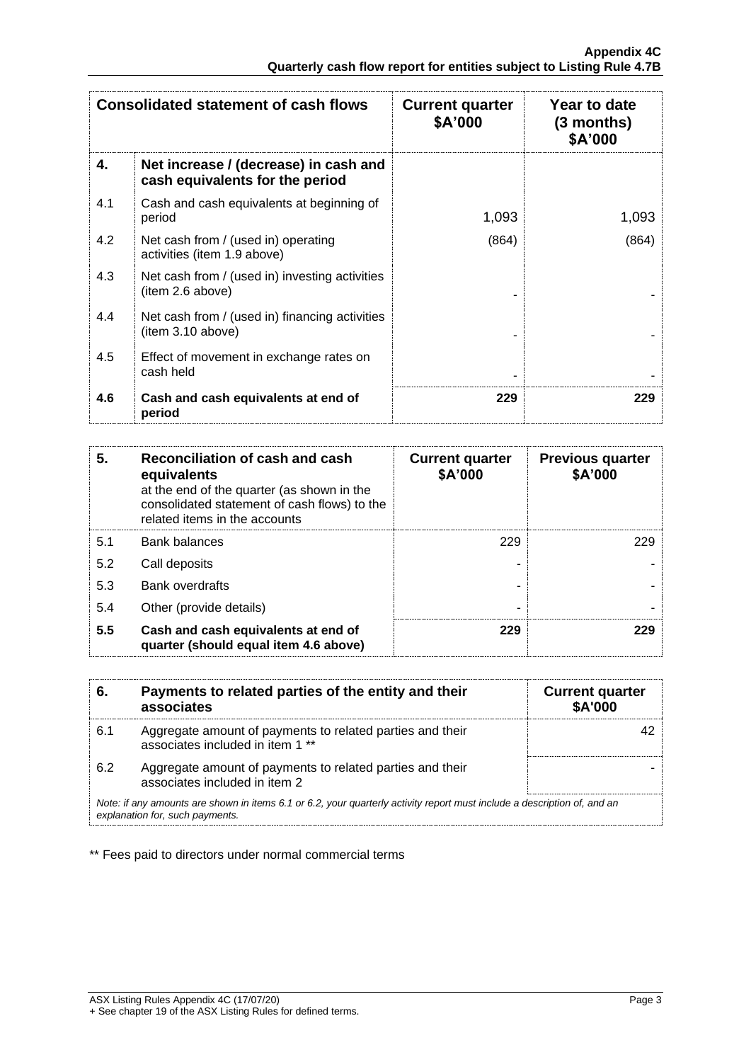| Consolidated statement of cash flows | | Current quarter $A'000 | Year to date (3 months) $A'000 |
|---|---|---|---|
| **4.** | **Net increase / (decrease) in cash and cash equivalents for the period** | | |
| 4.1 | Cash and cash equivalents at beginning of period | 1,093 | 1,093 |
| 4.2 | Net cash from / (used in) operating activities (item 1.9 above) | (864) | (864) |
| 4.3 | Net cash from / (used in) investing activities (item 2.6 above) | - | - |
| 4.4 | Net cash from / (used in) financing activities (item 3.10 above) | - | - |
| 4.5 | Effect of movement in exchange rates on cash held | - | - |
| **4.6** | **Cash and cash equivalents at end of period** | **229** | **229** |

| **5.** | **Reconciliation of cash and cash equivalents** at the end of the quarter (as shown in the consolidated statement of cash flows) to the related items in the accounts | **Current quarter $A'000** | **Previous quarter $A'000** |
|---|---|---|---|
| 5.1 | Bank balances | 229 | 229 |
| 5.2 | Call deposits | - | - |
| 5.3 | Bank overdrafts | - | - |
| 5.4 | Other (provide details) | - | - |
| **5.5** | **Cash and cash equivalents at end of quarter (should equal item 4.6 above)** | **229** | **229** |

| **6.** | **Payments to related parties of the entity and their associates** | **Current quarter $A'000** |
|---|---|---|
| 6.1 | Aggregate amount of payments to related parties and their associates included in item 1 ** | 42 |
| 6.2 | Aggregate amount of payments to related parties and their associates included in item 2 | - |

*Note: if any amounts are shown in items 6.1 or 6.2, your quarterly activity report must include a description of, and an explanation for, such payments.*

** Fees paid to directors under normal commercial terms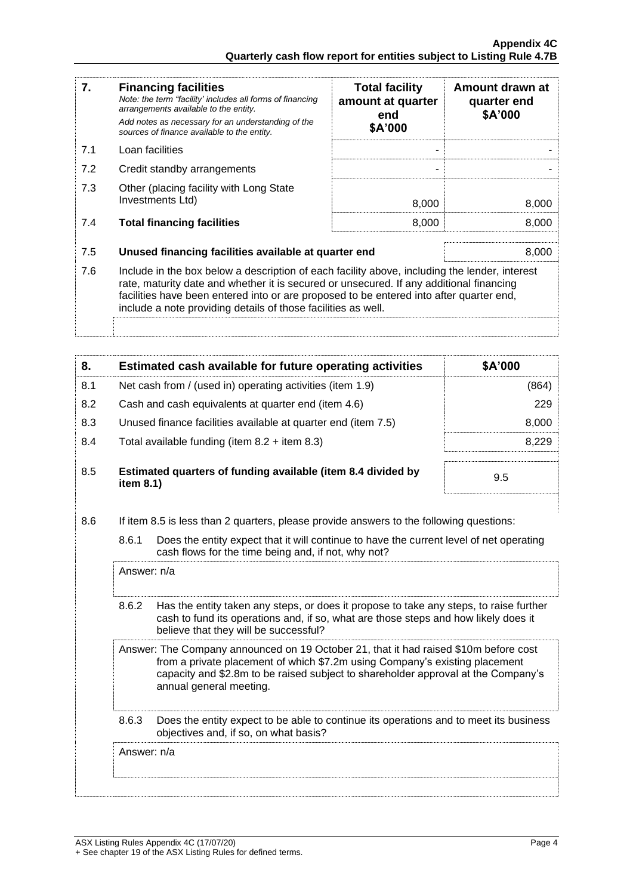| 7. | **Financing facilities**<br>*Note: the term "facility' includes all forms of financing arrangements available to the entity.*<br>*Add notes as necessary for an understanding of the sources of finance available to the entity.* | **Total facility amount at quarter end \$A'000** | **Amount drawn at quarter end \$A'000** |
|---|---|---|---|
| 7.1 | Loan facilities | - | - |
| 7.2 | Credit standby arrangements | - | - |
| 7.3 | Other (placing facility with Long State Investments Ltd) | 8,000 | 8,000 |
| 7.4 | **Total financing facilities** | 8,000 | 8,000 |

| | | |
|---|---|---|
| 7.5 | **Unused financing facilities available at quarter end** | 8,000 |

7.6 Include in the box below a description of each facility above, including the lender, interest rate, maturity date and whether it is secured or unsecured. If any additional financing facilities have been entered into or are proposed to be entered into after quarter end, include a note providing details of those facilities as well.

| 8. | **Estimated cash available for future operating activities** | **\$A'000** |
|---|---|---|
| 8.1 | Net cash from / (used in) operating activities (item 1.9) | (864) |
| 8.2 | Cash and cash equivalents at quarter end (item 4.6) | 229 |
| 8.3 | Unused finance facilities available at quarter end (item 7.5) | 8,000 |
| 8.4 | Total available funding (item 8.2 + item 8.3) | 8,229 |
| 8.5 | **Estimated quarters of funding available (item 8.4 divided by item 8.1)** | 9.5 |

8.6 If item 8.5 is less than 2 quarters, please provide answers to the following questions:

8.6.1 Does the entity expect that it will continue to have the current level of net operating cash flows for the time being and, if not, why not?

Answer: n/a

8.6.2 Has the entity taken any steps, or does it propose to take any steps, to raise further cash to fund its operations and, if so, what are those steps and how likely does it believe that they will be successful?

Answer: The Company announced on 19 October 21, that it had raised \$10m before cost from a private placement of which \$7.2m using Company's existing placement capacity and \$2.8m to be raised subject to shareholder approval at the Company's annual general meeting.

8.6.3 Does the entity expect to be able to continue its operations and to meet its business objectives and, if so, on what basis?

Answer: n/a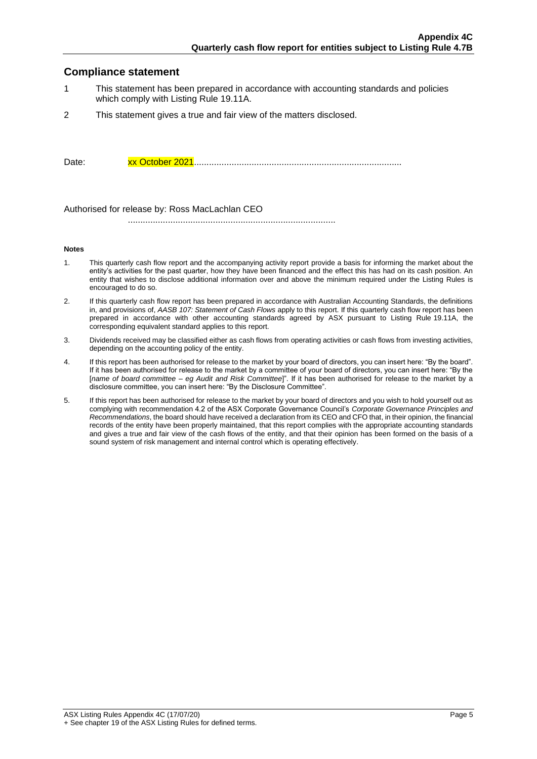## Compliance statement

1 This statement has been prepared in accordance with accounting standards and policies which comply with Listing Rule 19.11A.

2 This statement gives a true and fair view of the matters disclosed.

Date: xx October 2021..................................................................................

Authorised for release by: Ross MacLachlan CEO

..................................................................................

**Notes**

1. This quarterly cash flow report and the accompanying activity report provide a basis for informing the market about the entity's activities for the past quarter, how they have been financed and the effect this has had on its cash position. An entity that wishes to disclose additional information over and above the minimum required under the Listing Rules is encouraged to do so.

2. If this quarterly cash flow report has been prepared in accordance with Australian Accounting Standards, the definitions in, and provisions of, *AASB 107: Statement of Cash Flows* apply to this report. If this quarterly cash flow report has been prepared in accordance with other accounting standards agreed by ASX pursuant to Listing Rule 19.11A, the corresponding equivalent standard applies to this report.

3. Dividends received may be classified either as cash flows from operating activities or cash flows from investing activities, depending on the accounting policy of the entity.

4. If this report has been authorised for release to the market by your board of directors, you can insert here: "By the board". If it has been authorised for release to the market by a committee of your board of directors, you can insert here: "By the [*name of board committee – eg Audit and Risk Committee*]". If it has been authorised for release to the market by a disclosure committee, you can insert here: "By the Disclosure Committee".

5. If this report has been authorised for release to the market by your board of directors and you wish to hold yourself out as complying with recommendation 4.2 of the ASX Corporate Governance Council's *Corporate Governance Principles and Recommendations*, the board should have received a declaration from its CEO and CFO that, in their opinion, the financial records of the entity have been properly maintained, that this report complies with the appropriate accounting standards and gives a true and fair view of the cash flows of the entity, and that their opinion has been formed on the basis of a sound system of risk management and internal control which is operating effectively.